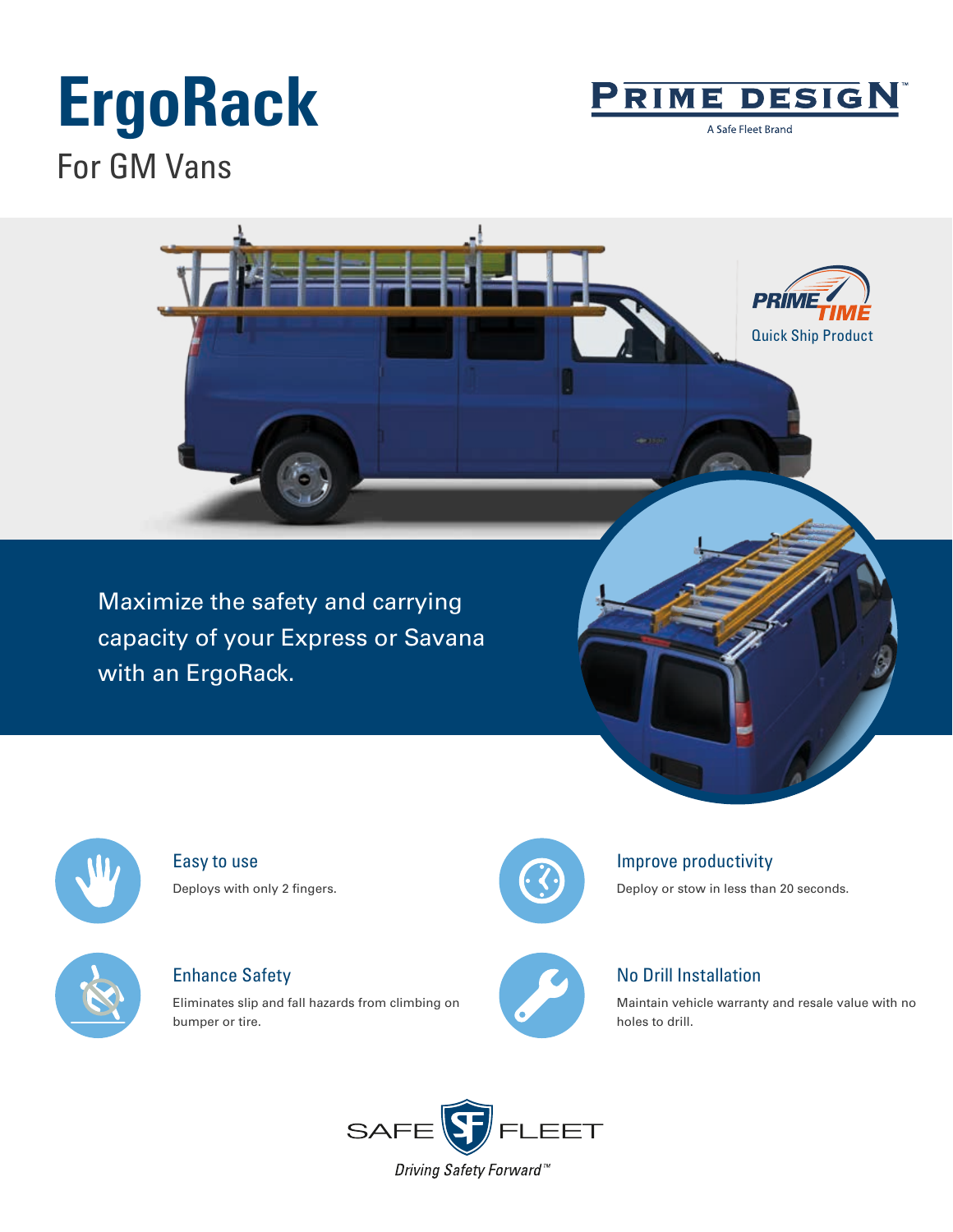# ErgoRack

## For GM Vans

PRIME DESIGN™

A Safe Fleet Brand

PRIME TIME

Quick Ship Product

Maximize the safety and carrying capacity of your Express or Savana with an ErgoRack.

### Easy to use

Deploys with only 2 fingers.

### Improve productivity

Deploy or stow in less than 20 seconds.

### Enhance Safety

Eliminates slip and fall hazards from climbing on bumper or tire.

### No Drill Installation

Maintain vehicle warranty and resale value with no holes to drill.

SAFE FLEET

*Driving Safety Forward™*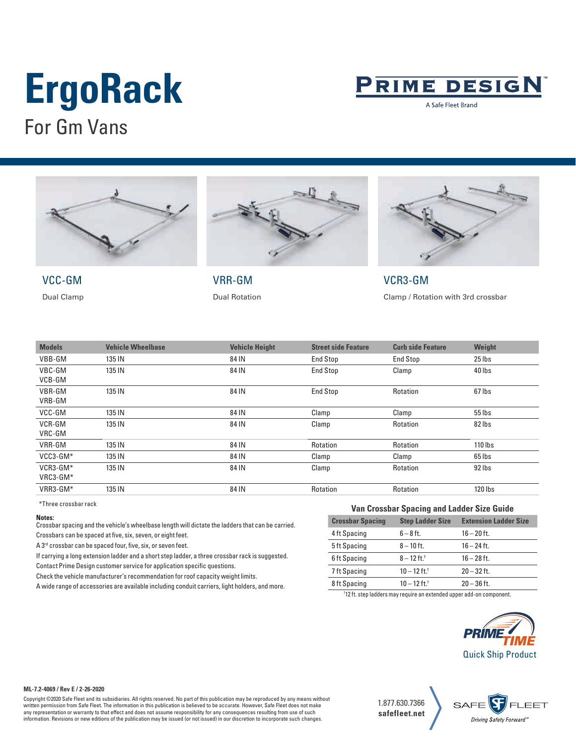# ErgoRack

## For Gm Vans

**PRIME DESIGN**

A Safe Fleet Brand

VCC-GM

Dual Clamp

VRR-GM

Dual Rotation

VCR3-GM

Clamp / Rotation with 3rd crossbar

| Models | Vehicle Wheelbase | Vehicle Height | Street side Feature | Curb side Feature | Weight |
|---|---|---|---|---|---|
| VBB-GM | 135 IN | 84 IN | End Stop | End Stop | 25 lbs |
| VBC-GM<br>VCB-GM | 135 IN | 84 IN | End Stop | Clamp | 40 lbs |
| VBR-GM<br>VRB-GM | 135 IN | 84 IN | End Stop | Rotation | 67 lbs |
| VCC-GM | 135 IN | 84 IN | Clamp | Clamp | 55 lbs |
| VCR-GM<br>VRC-GM | 135 IN | 84 IN | Clamp | Rotation | 82 lbs |
| VRR-GM | 135 IN | 84 IN | Rotation | Rotation | 110 lbs |
| VCC3-GM* | 135 IN | 84 IN | Clamp | Clamp | 65 lbs |
| VCR3-GM*<br>VRC3-GM* | 135 IN | 84 IN | Clamp | Rotation | 92 lbs |
| VRR3-GM* | 135 IN | 84 IN | Rotation | Rotation | 120 lbs |

*Three crossbar rack

**Notes:**

Crossbar spacing and the vehicle's wheelbase length will dictate the ladders that can be carried.

Crossbars can be spaced at five, six, seven, or eight feet.

A 3rd crossbar can be spaced four, five, six, or seven feet.

If carrying a long extension ladder and a short step ladder, a three crossbar rack is suggested.

Contact Prime Design customer service for application specific questions.

Check the vehicle manufacturer's recommendation for roof capacity weight limits.

A wide range of accessories are available including conduit carriers, light holders, and more.

### Van Crossbar Spacing and Ladder Size Guide

| Crossbar Spacing | Step Ladder Size | Extension Ladder Size |
|---|---|---|
| 4 ft Spacing | 6 – 8 ft. | 16 – 20 ft. |
| 5 ft Spacing | 8 – 10 ft. | 16 – 24 ft. |
| 6 ft Spacing | 8 – 12 ft.† | 16 – 28 ft. |
| 7 ft Spacing | 10 – 12 ft.† | 20 – 32 ft. |
| 8 ft Spacing | 10 – 12 ft.† | 20 – 36 ft. |

†12 ft. step ladders may require an extended upper add-on component.

PRIME TIME

Quick Ship Product

**ML-7.2-4069 / Rev E / 2-26-2020**

Copyright ©2020 Safe Fleet and its subsidiaries. All rights reserved. No part of this publication may be reproduced by any means without written permission from Safe Fleet. The information in this publication is believed to be accurate. However, Safe Fleet does not make any representation or warranty to that effect and does not assume responsibility for any consequences resulting from use of such information. Revisions or new editions of the publication may be issued (or not issued) in our discretion to incorporate such changes.

1.877.630.7366

**safefleet.net**

SAFE FLEET

*Driving Safety Forward™*